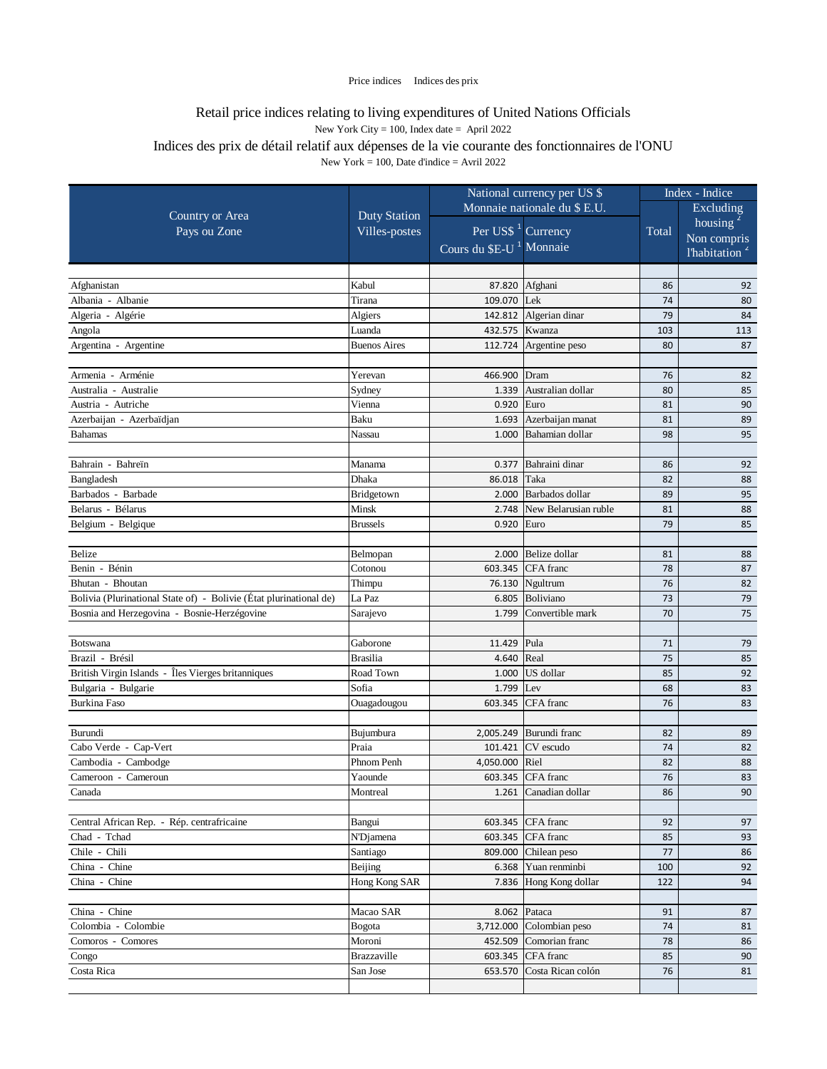Price indices    Indices des prix

# Retail price indices relating to living expenditures of United Nations Officials

New York City = 100, Index date = April 2022

# Indices des prix de détail relatif aux dépenses de la vie courante des fonctionnaires de l'ONU

New York = 100, Date d'indice = Avril 2022

| Country or Area<br>Pays ou Zone | Duty Station<br>Villes-postes | National currency per US $<br>Monnaie nationale du $ E.U. | | Index - Indice | |
|---|---|---|---|---|---|
| | | Per US$ [1]<br>Cours du $E-U [1] | Currency<br>Monnaie | Total | Excluding housing [2]<br>Non compris l'habitation [2] |
| Afghanistan | Kabul | 87.820 | Afghani | 86 | 92 |
| Albania - Albanie | Tirana | 109.070 | Lek | 74 | 80 |
| Algeria - Algérie | Algiers | 142.812 | Algerian dinar | 79 | 84 |
| Angola | Luanda | 432.575 | Kwanza | 103 | 113 |
| Argentina - Argentine | Buenos Aires | 112.724 | Argentine peso | 80 | 87 |
| Armenia - Arménie | Yerevan | 466.900 | Dram | 76 | 82 |
| Australia - Australie | Sydney | 1.339 | Australian dollar | 80 | 85 |
| Austria - Autriche | Vienna | 0.920 | Euro | 81 | 90 |
| Azerbaijan - Azerbaïdjan | Baku | 1.693 | Azerbaijan manat | 81 | 89 |
| Bahamas | Nassau | 1.000 | Bahamian dollar | 98 | 95 |
| Bahrain - Bahreïn | Manama | 0.377 | Bahraini dinar | 86 | 92 |
| Bangladesh | Dhaka | 86.018 | Taka | 82 | 88 |
| Barbados - Barbade | Bridgetown | 2.000 | Barbados dollar | 89 | 95 |
| Belarus - Bélarus | Minsk | 2.748 | New Belarusian ruble | 81 | 88 |
| Belgium - Belgique | Brussels | 0.920 | Euro | 79 | 85 |
| Belize | Belmopan | 2.000 | Belize dollar | 81 | 88 |
| Benin - Bénin | Cotonou | 603.345 | CFA franc | 78 | 87 |
| Bhutan - Bhoutan | Thimpu | 76.130 | Ngultrum | 76 | 82 |
| Bolivia (Plurinational State of) - Bolivie (État plurinational de) | La Paz | 6.805 | Boliviano | 73 | 79 |
| Bosnia and Herzegovina - Bosnie-Herzégovine | Sarajevo | 1.799 | Convertible mark | 70 | 75 |
| Botswana | Gaborone | 11.429 | Pula | 71 | 79 |
| Brazil - Brésil | Brasilia | 4.640 | Real | 75 | 85 |
| British Virgin Islands - Îles Vierges britanniques | Road Town | 1.000 | US dollar | 85 | 92 |
| Bulgaria - Bulgarie | Sofia | 1.799 | Lev | 68 | 83 |
| Burkina Faso | Ouagadougou | 603.345 | CFA franc | 76 | 83 |
| Burundi | Bujumbura | 2,005.249 | Burundi franc | 82 | 89 |
| Cabo Verde - Cap-Vert | Praia | 101.421 | CV escudo | 74 | 82 |
| Cambodia - Cambodge | Phnom Penh | 4,050.000 | Riel | 82 | 88 |
| Cameroon - Cameroun | Yaounde | 603.345 | CFA franc | 76 | 83 |
| Canada | Montreal | 1.261 | Canadian dollar | 86 | 90 |
| Central African Rep. - Rép. centrafricaine | Bangui | 603.345 | CFA franc | 92 | 97 |
| Chad - Tchad | N'Djamena | 603.345 | CFA franc | 85 | 93 |
| Chile - Chili | Santiago | 809.000 | Chilean peso | 77 | 86 |
| China - Chine | Beijing | 6.368 | Yuan renminbi | 100 | 92 |
| China - Chine | Hong Kong SAR | 7.836 | Hong Kong dollar | 122 | 94 |
| China - Chine | Macao SAR | 8.062 | Pataca | 91 | 87 |
| Colombia - Colombie | Bogota | 3,712.000 | Colombian peso | 74 | 81 |
| Comoros - Comores | Moroni | 452.509 | Comorian franc | 78 | 86 |
| Congo | Brazzaville | 603.345 | CFA franc | 85 | 90 |
| Costa Rica | San Jose | 653.570 | Costa Rican colón | 76 | 81 |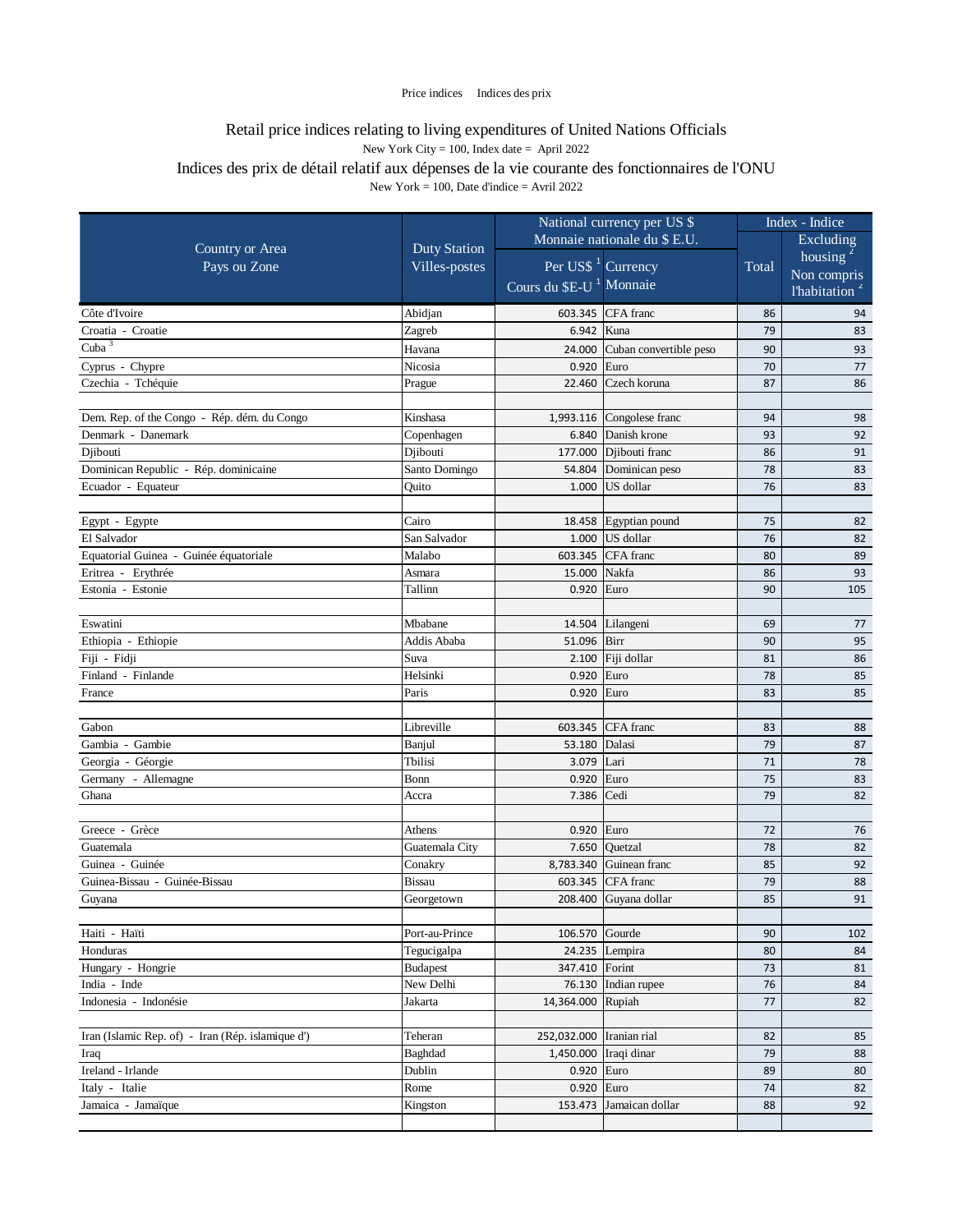Price indices    Indices des prix

## Retail price indices relating to living expenditures of United Nations Officials

New York City = 100, Index date = April 2022

## Indices des prix de détail relatif aux dépenses de la vie courante des fonctionnaires de l'ONU

New York = 100, Date d'indice = Avril 2022

| Country or Area<br>Pays ou Zone | Duty Station<br>Villes-postes | National currency per US $<br>Monnaie nationale du $ E.U. | | Index - Indice | |
|---|---|---|---|---|---|
| | | Per US$ [1]<br>Cours du $E-U [1] | Currency<br>Monnaie | Total | Excluding housing [2]<br>Non compris l'habitation [2] |
| Côte d'Ivoire | Abidjan | 603.345 | CFA franc | 86 | 94 |
| Croatia - Croatie | Zagreb | 6.942 | Kuna | 79 | 83 |
| Cuba [3] | Havana | 24.000 | Cuban convertible peso | 90 | 93 |
| Cyprus - Chypre | Nicosia | 0.920 | Euro | 70 | 77 |
| Czechia - Tchéquie | Prague | 22.460 | Czech koruna | 87 | 86 |
| | | | | | |
| Dem. Rep. of the Congo - Rép. dém. du Congo | Kinshasa | 1,993.116 | Congolese franc | 94 | 98 |
| Denmark - Danemark | Copenhagen | 6.840 | Danish krone | 93 | 92 |
| Djibouti | Djibouti | 177.000 | Djibouti franc | 86 | 91 |
| Dominican Republic - Rép. dominicaine | Santo Domingo | 54.804 | Dominican peso | 78 | 83 |
| Ecuador - Equateur | Quito | 1.000 | US dollar | 76 | 83 |
| | | | | | |
| Egypt - Egypte | Cairo | 18.458 | Egyptian pound | 75 | 82 |
| El Salvador | San Salvador | 1.000 | US dollar | 76 | 82 |
| Equatorial Guinea - Guinée équatoriale | Malabo | 603.345 | CFA franc | 80 | 89 |
| Eritrea - Erythrée | Asmara | 15.000 | Nakfa | 86 | 93 |
| Estonia - Estonie | Tallinn | 0.920 | Euro | 90 | 105 |
| | | | | | |
| Eswatini | Mbabane | 14.504 | Lilangeni | 69 | 77 |
| Ethiopia - Ethiopie | Addis Ababa | 51.096 | Birr | 90 | 95 |
| Fiji - Fidji | Suva | 2.100 | Fiji dollar | 81 | 86 |
| Finland - Finlande | Helsinki | 0.920 | Euro | 78 | 85 |
| France | Paris | 0.920 | Euro | 83 | 85 |
| | | | | | |
| Gabon | Libreville | 603.345 | CFA franc | 83 | 88 |
| Gambia - Gambie | Banjul | 53.180 | Dalasi | 79 | 87 |
| Georgia - Géorgie | Tbilisi | 3.079 | Lari | 71 | 78 |
| Germany - Allemagne | Bonn | 0.920 | Euro | 75 | 83 |
| Ghana | Accra | 7.386 | Cedi | 79 | 82 |
| | | | | | |
| Greece - Grèce | Athens | 0.920 | Euro | 72 | 76 |
| Guatemala | Guatemala City | 7.650 | Quetzal | 78 | 82 |
| Guinea - Guinée | Conakry | 8,783.340 | Guinean franc | 85 | 92 |
| Guinea-Bissau - Guinée-Bissau | Bissau | 603.345 | CFA franc | 79 | 88 |
| Guyana | Georgetown | 208.400 | Guyana dollar | 85 | 91 |
| | | | | | |
| Haiti - Haïti | Port-au-Prince | 106.570 | Gourde | 90 | 102 |
| Honduras | Tegucigalpa | 24.235 | Lempira | 80 | 84 |
| Hungary - Hongrie | Budapest | 347.410 | Forint | 73 | 81 |
| India - Inde | New Delhi | 76.130 | Indian rupee | 76 | 84 |
| Indonesia - Indonésie | Jakarta | 14,364.000 | Rupiah | 77 | 82 |
| | | | | | |
| Iran (Islamic Rep. of) - Iran (Rép. islamique d') | Teheran | 252,032.000 | Iranian rial | 82 | 85 |
| Iraq | Baghdad | 1,450.000 | Iraqi dinar | 79 | 88 |
| Ireland - Irlande | Dublin | 0.920 | Euro | 89 | 80 |
| Italy - Italie | Rome | 0.920 | Euro | 74 | 82 |
| Jamaica - Jamaïque | Kingston | 153.473 | Jamaican dollar | 88 | 92 |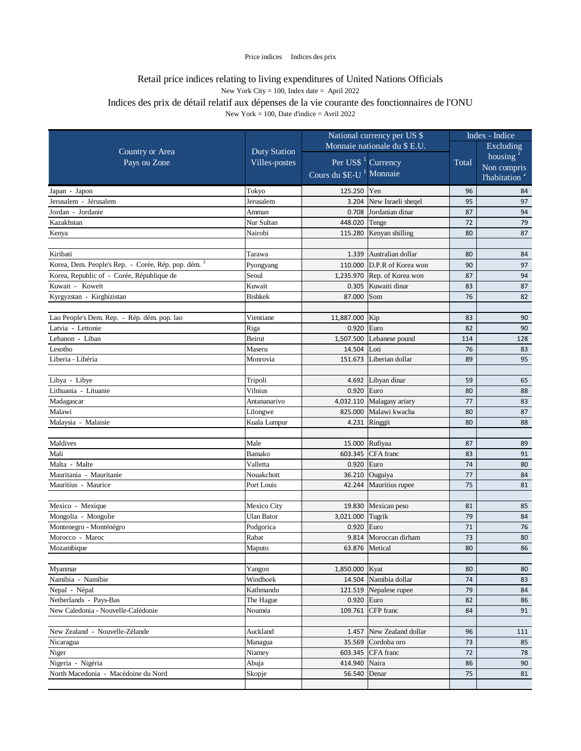Price indices    Indices des prix

# Retail price indices relating to living expenditures of United Nations Officials

New York City = 100, Index date = April 2022

# Indices des prix de détail relatif aux dépenses de la vie courante des fonctionnaires de l'ONU

New York = 100, Date d'indice = Avril 2022

| Country or Area<br>Pays ou Zone | Duty Station<br>Villes-postes | National currency per US $<br>Monnaie nationale du $ E.U. | | Index - Indice | |
|---|---|---|---|---|---|
| | | Per US$ [1]<br>Cours du $E-U [1] | Currency<br>Monnaie | Total | Excluding housing [2]<br>Non compris l'habitation [2] |
| Japan - Japon | Tokyo | 125.250 | Yen | 96 | 84 |
| Jerusalem - Jérusalem | Jerusalem | 3.204 | New Israeli sheqel | 95 | 97 |
| Jordan - Jordanie | Amman | 0.708 | Jordanian dinar | 87 | 94 |
| Kazakhstan | Nur Sultan | 448.020 | Tenge | 72 | 79 |
| Kenya | Nairobi | 115.280 | Kenyan shilling | 80 | 87 |
| | | | | | |
| Kiribati | Tarawa | 1.339 | Australian dollar | 80 | 84 |
| Korea, Dem. People's Rep. - Corée, Rép. pop. dém. [3] | Pyongyang | 110.000 | D.P.R of Korea won | 90 | 97 |
| Korea, Republic of - Corée, République de | Seoul | 1,235.970 | Rep. of Korea won | 87 | 94 |
| Kuwait - Koweït | Kuwait | 0.305 | Kuwaiti dinar | 83 | 87 |
| Kyrgyzstan - Kirghizistan | Bishkek | 87.000 | Som | 76 | 82 |
| | | | | | |
| Lao People's Dem. Rep. - Rép. dém. pop. lao | Vientiane | 11,887.000 | Kip | 83 | 90 |
| Latvia - Lettonie | Riga | 0.920 | Euro | 82 | 90 |
| Lebanon - Liban | Beirut | 1,507.500 | Lebanese pound | 114 | 128 |
| Lesotho | Maseru | 14.504 | Loti | 76 | 83 |
| Liberia - Libéria | Monrovia | 151.673 | Liberian dollar | 89 | 95 |
| | | | | | |
| Libya - Libye | Tripoli | 4.692 | Libyan dinar | 59 | 65 |
| Lithuania - Lituanie | Vilnius | 0.920 | Euro | 80 | 88 |
| Madagascar | Antananarivo | 4,032.110 | Malagasy ariary | 77 | 83 |
| Malawi | Lilongwe | 825.000 | Malawi kwacha | 80 | 87 |
| Malaysia - Malaisie | Kuala Lumpur | 4.231 | Ringgit | 80 | 88 |
| | | | | | |
| Maldives | Male | 15.000 | Rufiyaa | 87 | 89 |
| Mali | Bamako | 603.345 | CFA franc | 83 | 91 |
| Malta - Malte | Valletta | 0.920 | Euro | 74 | 80 |
| Mauritania - Mauritanie | Nouakchott | 36.210 | Ouguiya | 77 | 84 |
| Mauritius - Maurice | Port Louis | 42.244 | Mauritius rupee | 75 | 81 |
| | | | | | |
| Mexico - Mexique | Mexico City | 19.830 | Mexican peso | 81 | 85 |
| Mongolia - Mongolie | Ulan Bator | 3,021.000 | Tugrik | 79 | 84 |
| Montenegro - Monténégro | Podgorica | 0.920 | Euro | 71 | 76 |
| Morocco - Maroc | Rabat | 9.814 | Moroccan dirham | 73 | 80 |
| Mozambique | Maputo | 63.876 | Metical | 80 | 86 |
| | | | | | |
| Myanmar | Yangon | 1,850.000 | Kyat | 80 | 80 |
| Namibia - Namibie | Windhoek | 14.504 | Namibia dollar | 74 | 83 |
| Nepal - Népal | Kathmandu | 121.519 | Nepalese rupee | 79 | 84 |
| Netherlands - Pays-Bas | The Hague | 0.920 | Euro | 82 | 86 |
| New Caledonia - Nouvelle-Calédonie | Nouméa | 109.761 | CFP franc | 84 | 91 |
| | | | | | |
| New Zealand - Nouvelle-Zélande | Auckland | 1.457 | New Zealand dollar | 96 | 111 |
| Nicaragua | Managua | 35.569 | Cordoba oro | 73 | 85 |
| Niger | Niamey | 603.345 | CFA franc | 72 | 78 |
| Nigeria - Nigéria | Abuja | 414.940 | Naira | 86 | 90 |
| North Macedonia - Macédoine du Nord | Skopje | 56.540 | Denar | 75 | 81 |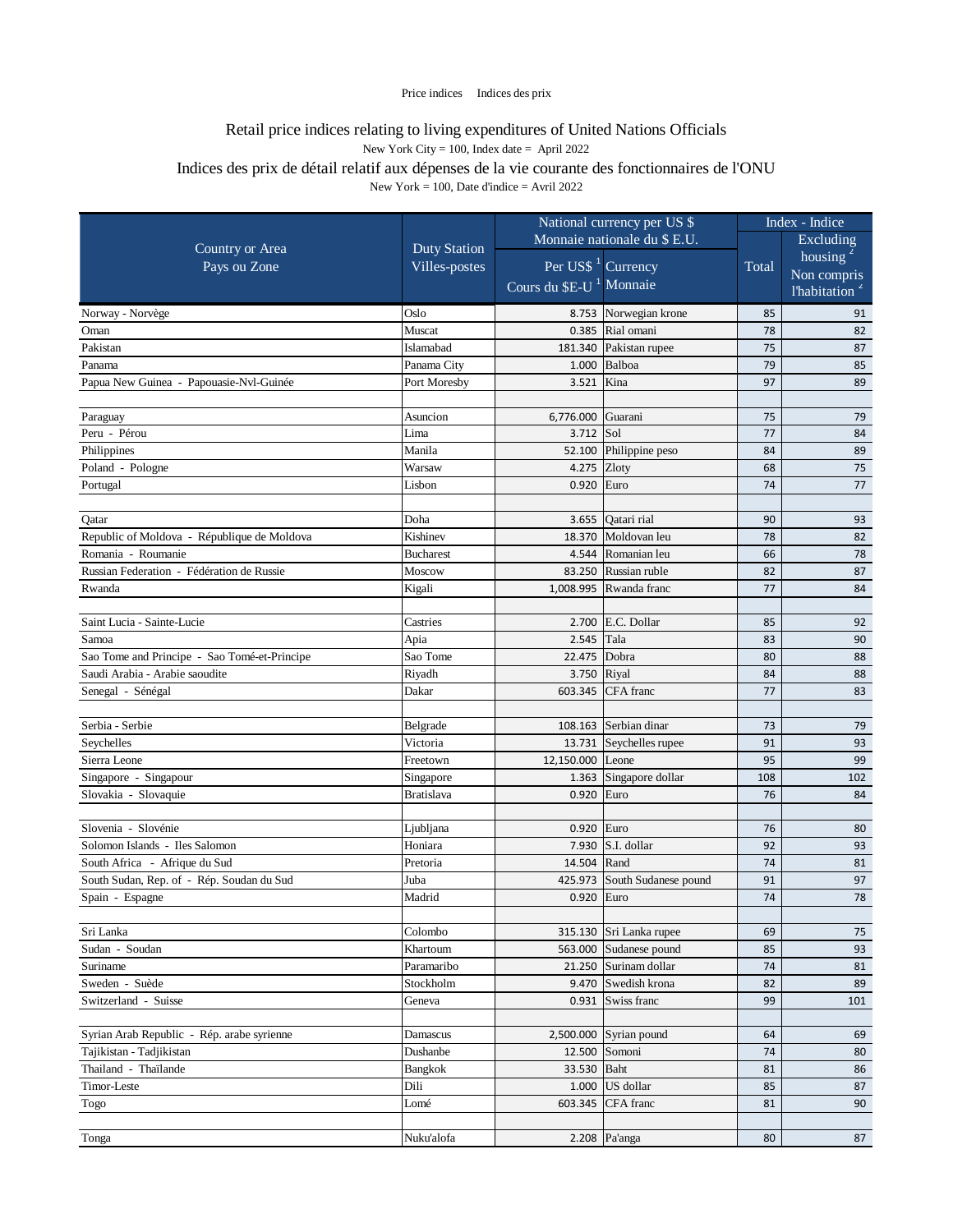Price indices Indices des prix

## Retail price indices relating to living expenditures of United Nations Officials

New York City = 100, Index date = April 2022

## Indices des prix de détail relatif aux dépenses de la vie courante des fonctionnaires de l'ONU

New York = 100, Date d'indice = Avril 2022

| Country or Area<br>Pays ou Zone | Duty Station<br>Villes-postes | National currency per US $<br>Monnaie nationale du $ E.U. | | Index - Indice | |
|---|---|---|---|---|---|
| | | Per US$ [1]<br>Cours du $E-U [1] | Currency<br>Monnaie | Total | Excluding housing [2]<br>Non compris l'habitation [2] |
| Norway - Norvège | Oslo | 8.753 | Norwegian krone | 85 | 91 |
| Oman | Muscat | 0.385 | Rial omani | 78 | 82 |
| Pakistan | Islamabad | 181.340 | Pakistan rupee | 75 | 87 |
| Panama | Panama City | 1.000 | Balboa | 79 | 85 |
| Papua New Guinea - Papouasie-Nvl-Guinée | Port Moresby | 3.521 | Kina | 97 | 89 |
| | | | | | |
| Paraguay | Asuncion | 6,776.000 | Guarani | 75 | 79 |
| Peru - Pérou | Lima | 3.712 | Sol | 77 | 84 |
| Philippines | Manila | 52.100 | Philippine peso | 84 | 89 |
| Poland - Pologne | Warsaw | 4.275 | Zloty | 68 | 75 |
| Portugal | Lisbon | 0.920 | Euro | 74 | 77 |
| | | | | | |
| Qatar | Doha | 3.655 | Qatari rial | 90 | 93 |
| Republic of Moldova - République de Moldova | Kishinev | 18.370 | Moldovan leu | 78 | 82 |
| Romania - Roumanie | Bucharest | 4.544 | Romanian leu | 66 | 78 |
| Russian Federation - Fédération de Russie | Moscow | 83.250 | Russian ruble | 82 | 87 |
| Rwanda | Kigali | 1,008.995 | Rwanda franc | 77 | 84 |
| | | | | | |
| Saint Lucia - Sainte-Lucie | Castries | 2.700 | E.C. Dollar | 85 | 92 |
| Samoa | Apia | 2.545 | Tala | 83 | 90 |
| Sao Tome and Principe - Sao Tomé-et-Principe | Sao Tome | 22.475 | Dobra | 80 | 88 |
| Saudi Arabia - Arabie saoudite | Riyadh | 3.750 | Riyal | 84 | 88 |
| Senegal - Sénégal | Dakar | 603.345 | CFA franc | 77 | 83 |
| | | | | | |
| Serbia - Serbie | Belgrade | 108.163 | Serbian dinar | 73 | 79 |
| Seychelles | Victoria | 13.731 | Seychelles rupee | 91 | 93 |
| Sierra Leone | Freetown | 12,150.000 | Leone | 95 | 99 |
| Singapore - Singapour | Singapore | 1.363 | Singapore dollar | 108 | 102 |
| Slovakia - Slovaquie | Bratislava | 0.920 | Euro | 76 | 84 |
| | | | | | |
| Slovenia - Slovénie | Ljubljana | 0.920 | Euro | 76 | 80 |
| Solomon Islands - Iles Salomon | Honiara | 7.930 | S.I. dollar | 92 | 93 |
| South Africa - Afrique du Sud | Pretoria | 14.504 | Rand | 74 | 81 |
| South Sudan, Rep. of - Rép. Soudan du Sud | Juba | 425.973 | South Sudanese pound | 91 | 97 |
| Spain - Espagne | Madrid | 0.920 | Euro | 74 | 78 |
| | | | | | |
| Sri Lanka | Colombo | 315.130 | Sri Lanka rupee | 69 | 75 |
| Sudan - Soudan | Khartoum | 563.000 | Sudanese pound | 85 | 93 |
| Suriname | Paramaribo | 21.250 | Surinam dollar | 74 | 81 |
| Sweden - Suède | Stockholm | 9.470 | Swedish krona | 82 | 89 |
| Switzerland - Suisse | Geneva | 0.931 | Swiss franc | 99 | 101 |
| | | | | | |
| Syrian Arab Republic - Rép. arabe syrienne | Damascus | 2,500.000 | Syrian pound | 64 | 69 |
| Tajikistan - Tadjikistan | Dushanbe | 12.500 | Somoni | 74 | 80 |
| Thailand - Thaïlande | Bangkok | 33.530 | Baht | 81 | 86 |
| Timor-Leste | Dili | 1.000 | US dollar | 85 | 87 |
| Togo | Lomé | 603.345 | CFA franc | 81 | 90 |
| | | | | | |
| Tonga | Nuku'alofa | 2.208 | Pa'anga | 80 | 87 |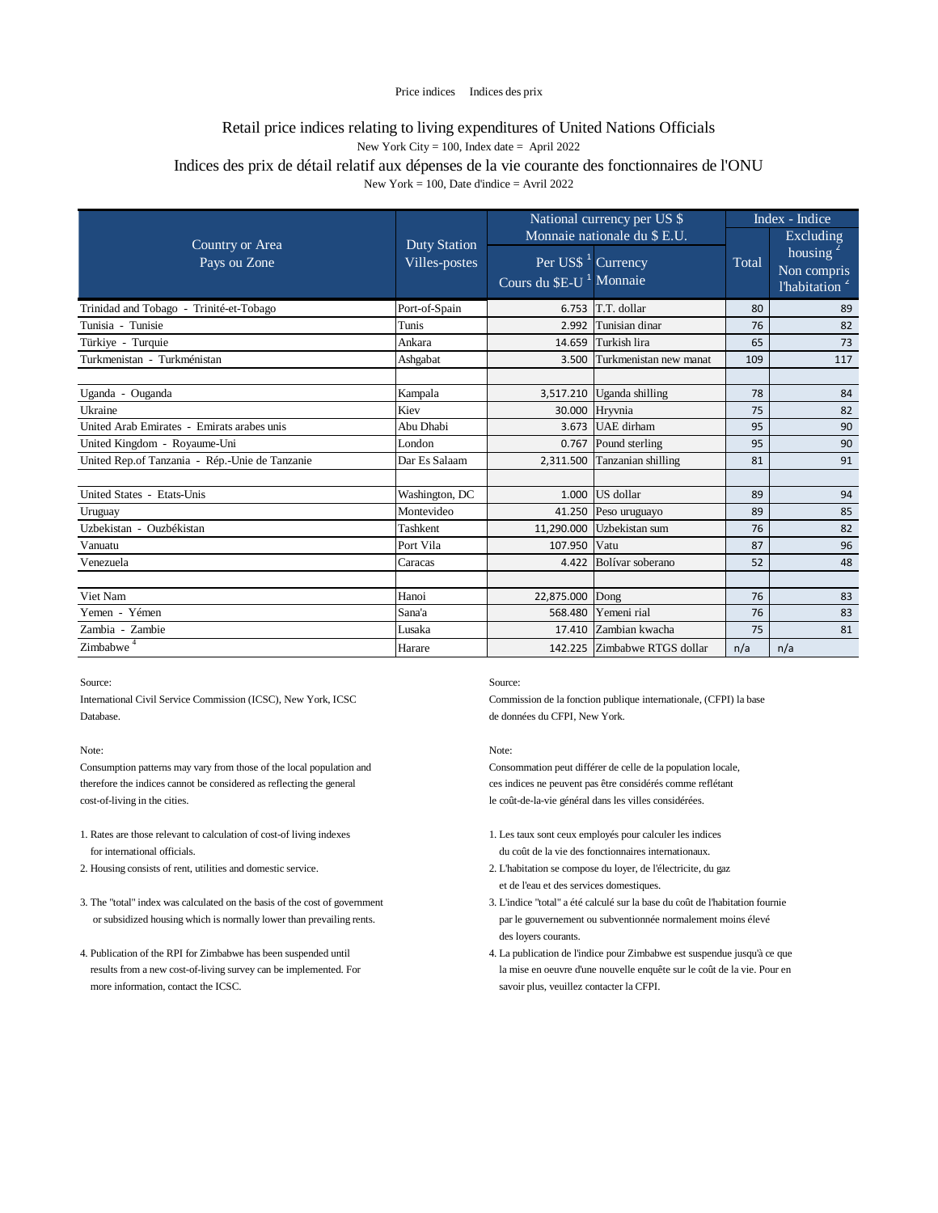Price indices Indices des prix

## Retail price indices relating to living expenditures of United Nations Officials

New York City = 100, Index date = April 2022

## Indices des prix de détail relatif aux dépenses de la vie courante des fonctionnaires de l'ONU

New York = 100, Date d'indice = Avril 2022

| Country or Area<br>Pays ou Zone | Duty Station<br>Villes-postes | National currency per US $<br>Monnaie nationale du $ E.U. | | Index - Indice | |
|---|---|---|---|---|---|
| | | Per US$ [1]<br>Cours du $E-U [1] | Currency<br>Monnaie | Total | Excluding housing [2]<br>Non compris l'habitation [2] |
| Trinidad and Tobago - Trinité-et-Tobago | Port-of-Spain | 6.753 | T.T. dollar | 80 | 89 |
| Tunisia - Tunisie | Tunis | 2.992 | Tunisian dinar | 76 | 82 |
| Türkiye - Turquie | Ankara | 14.659 | Turkish lira | 65 | 73 |
| Turkmenistan - Turkménistan | Ashgabat | 3.500 | Turkmenistan new manat | 109 | 117 |
| | | | | | |
| Uganda - Ouganda | Kampala | 3,517.210 | Uganda shilling | 78 | 84 |
| Ukraine | Kiev | 30.000 | Hryvnia | 75 | 82 |
| United Arab Emirates - Emirats arabes unis | Abu Dhabi | 3.673 | UAE dirham | 95 | 90 |
| United Kingdom - Royaume-Uni | London | 0.767 | Pound sterling | 95 | 90 |
| United Rep.of Tanzania - Rép.-Unie de Tanzanie | Dar Es Salaam | 2,311.500 | Tanzanian shilling | 81 | 91 |
| | | | | | |
| United States - Etats-Unis | Washington, DC | 1.000 | US dollar | 89 | 94 |
| Uruguay | Montevideo | 41.250 | Peso uruguayo | 89 | 85 |
| Uzbekistan - Ouzbékistan | Tashkent | 11,290.000 | Uzbekistan sum | 76 | 82 |
| Vanuatu | Port Vila | 107.950 | Vatu | 87 | 96 |
| Venezuela | Caracas | 4.422 | Bolívar soberano | 52 | 48 |
| | | | | | |
| Viet Nam | Hanoi | 22,875.000 | Dong | 76 | 83 |
| Yemen - Yémen | Sana'a | 568.480 | Yemeni rial | 76 | 83 |
| Zambia - Zambie | Lusaka | 17.410 | Zambian kwacha | 75 | 81 |
| Zimbabwe [4] | Harare | 142.225 | Zimbabwe RTGS dollar | n/a | n/a |

Source:

International Civil Service Commission (ICSC), New York, ICSC Database.

Note:

Consumption patterns may vary from those of the local population and therefore the indices cannot be considered as reflecting the general cost-of-living in the cities.

1. Rates are those relevant to calculation of cost-of living indexes for international officials.
2. Housing consists of rent, utilities and domestic service.
3. The "total" index was calculated on the basis of the cost of government or subsidized housing which is normally lower than prevailing rents.
4. Publication of the RPI for Zimbabwe has been suspended until results from a new cost-of-living survey can be implemented. For more information, contact the ICSC.

Source:

Commission de la fonction publique internationale, (CFPI) la base de données du CFPI, New York.

Note:

Consommation peut différer de celle de la population locale, ces indices ne peuvent pas être considérés comme reflétant le coût-de-la-vie général dans les villes considérées.

1. Les taux sont ceux employés pour calculer les indices du coût de la vie des fonctionnaires internationaux.
2. L'habitation se compose du loyer, de l'électricite, du gaz et de l'eau et des services domestiques.
3. L'indice "total" a été calculé sur la base du coût de l'habitation fournie par le gouvernement ou subventionnée normalement moins élevé des loyers courants.
4. La publication de l'indice pour Zimbabwe est suspendue jusqu'à ce que la mise en oeuvre d'une nouvelle enquête sur le coût de la vie. Pour en savoir plus, veuillez contacter la CFPI.